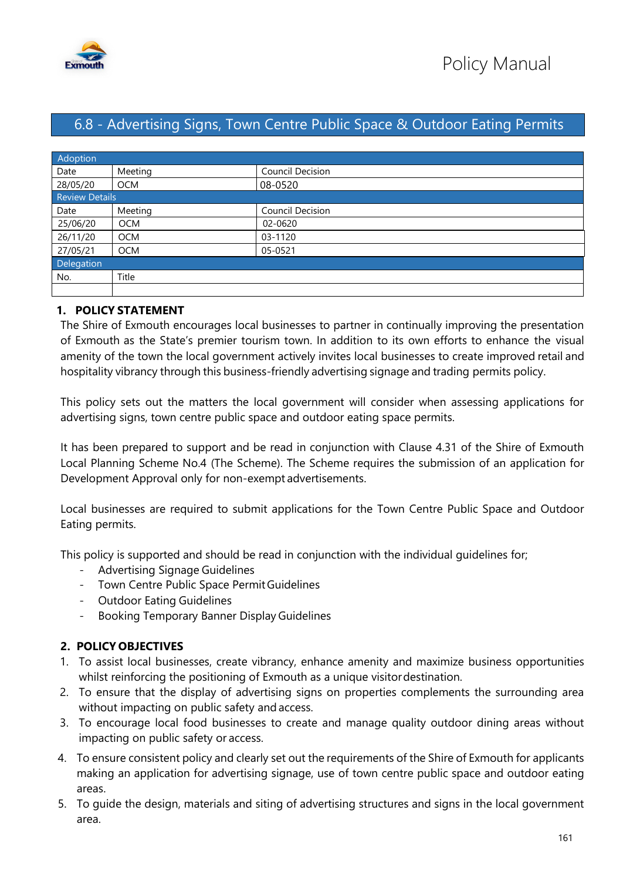# 6.8 - Advertising Signs, Town Centre Public Space & Outdoor Eating Permits

| | | |
|---|---|---|
| **Adoption** | | |
| Date | Meeting | Council Decision |
| 28/05/20 | OCM | 08-0520 |
| **Review Details** | | |
| Date | Meeting | Council Decision |
| 25/06/20 | OCM | 02-0620 |
| 26/11/20 | OCM | 03-1120 |
| 27/05/21 | OCM | 05-0521 |
| **Delegation** | | |
| No. | Title | |
| | | |

## 1. POLICY STATEMENT

The Shire of Exmouth encourages local businesses to partner in continually improving the presentation of Exmouth as the State's premier tourism town. In addition to its own efforts to enhance the visual amenity of the town the local government actively invites local businesses to create improved retail and hospitality vibrancy through this business-friendly advertising signage and trading permits policy.

This policy sets out the matters the local government will consider when assessing applications for advertising signs, town centre public space and outdoor eating space permits.

It has been prepared to support and be read in conjunction with Clause 4.31 of the Shire of Exmouth Local Planning Scheme No.4 (The Scheme). The Scheme requires the submission of an application for Development Approval only for non-exempt advertisements.

Local businesses are required to submit applications for the Town Centre Public Space and Outdoor Eating permits.

This policy is supported and should be read in conjunction with the individual guidelines for;

- Advertising Signage Guidelines
- Town Centre Public Space Permit Guidelines
- Outdoor Eating Guidelines
- Booking Temporary Banner Display Guidelines

## 2. POLICY OBJECTIVES

1. To assist local businesses, create vibrancy, enhance amenity and maximize business opportunities whilst reinforcing the positioning of Exmouth as a unique visitor destination.
2. To ensure that the display of advertising signs on properties complements the surrounding area without impacting on public safety and access.
3. To encourage local food businesses to create and manage quality outdoor dining areas without impacting on public safety or access.
4. To ensure consistent policy and clearly set out the requirements of the Shire of Exmouth for applicants making an application for advertising signage, use of town centre public space and outdoor eating areas.
5. To guide the design, materials and siting of advertising structures and signs in the local government area.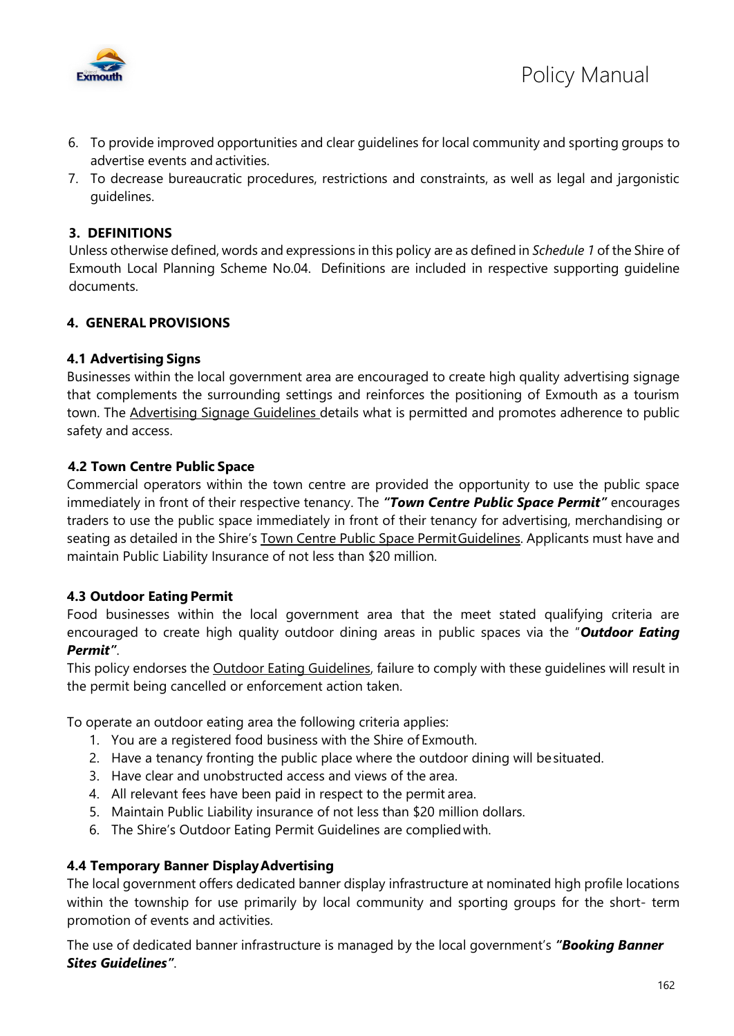6. To provide improved opportunities and clear guidelines for local community and sporting groups to advertise events and activities.
7. To decrease bureaucratic procedures, restrictions and constraints, as well as legal and jargonistic guidelines.

## 3. DEFINITIONS

Unless otherwise defined, words and expressions in this policy are as defined in *Schedule 1* of the Shire of Exmouth Local Planning Scheme No.04. Definitions are included in respective supporting guideline documents.

## 4. GENERAL PROVISIONS

### 4.1 Advertising Signs

Businesses within the local government area are encouraged to create high quality advertising signage that complements the surrounding settings and reinforces the positioning of Exmouth as a tourism town. The Advertising Signage Guidelines details what is permitted and promotes adherence to public safety and access.

### 4.2 Town Centre Public Space

Commercial operators within the town centre are provided the opportunity to use the public space immediately in front of their respective tenancy. The ***"Town Centre Public Space Permit"*** encourages traders to use the public space immediately in front of their tenancy for advertising, merchandising or seating as detailed in the Shire's Town Centre Public Space Permit Guidelines. Applicants must have and maintain Public Liability Insurance of not less than $20 million.

### 4.3 Outdoor Eating Permit

Food businesses within the local government area that the meet stated qualifying criteria are encouraged to create high quality outdoor dining areas in public spaces via the "***Outdoor Eating Permit"***.

This policy endorses the Outdoor Eating Guidelines, failure to comply with these guidelines will result in the permit being cancelled or enforcement action taken.

To operate an outdoor eating area the following criteria applies:

1. You are a registered food business with the Shire of Exmouth.
2. Have a tenancy fronting the public place where the outdoor dining will be situated.
3. Have clear and unobstructed access and views of the area.
4. All relevant fees have been paid in respect to the permit area.
5. Maintain Public Liability insurance of not less than $20 million dollars.
6. The Shire's Outdoor Eating Permit Guidelines are complied with.

### 4.4 Temporary Banner Display Advertising

The local government offers dedicated banner display infrastructure at nominated high profile locations within the township for use primarily by local community and sporting groups for the short- term promotion of events and activities.

The use of dedicated banner infrastructure is managed by the local government's ***"Booking Banner Sites Guidelines"***.